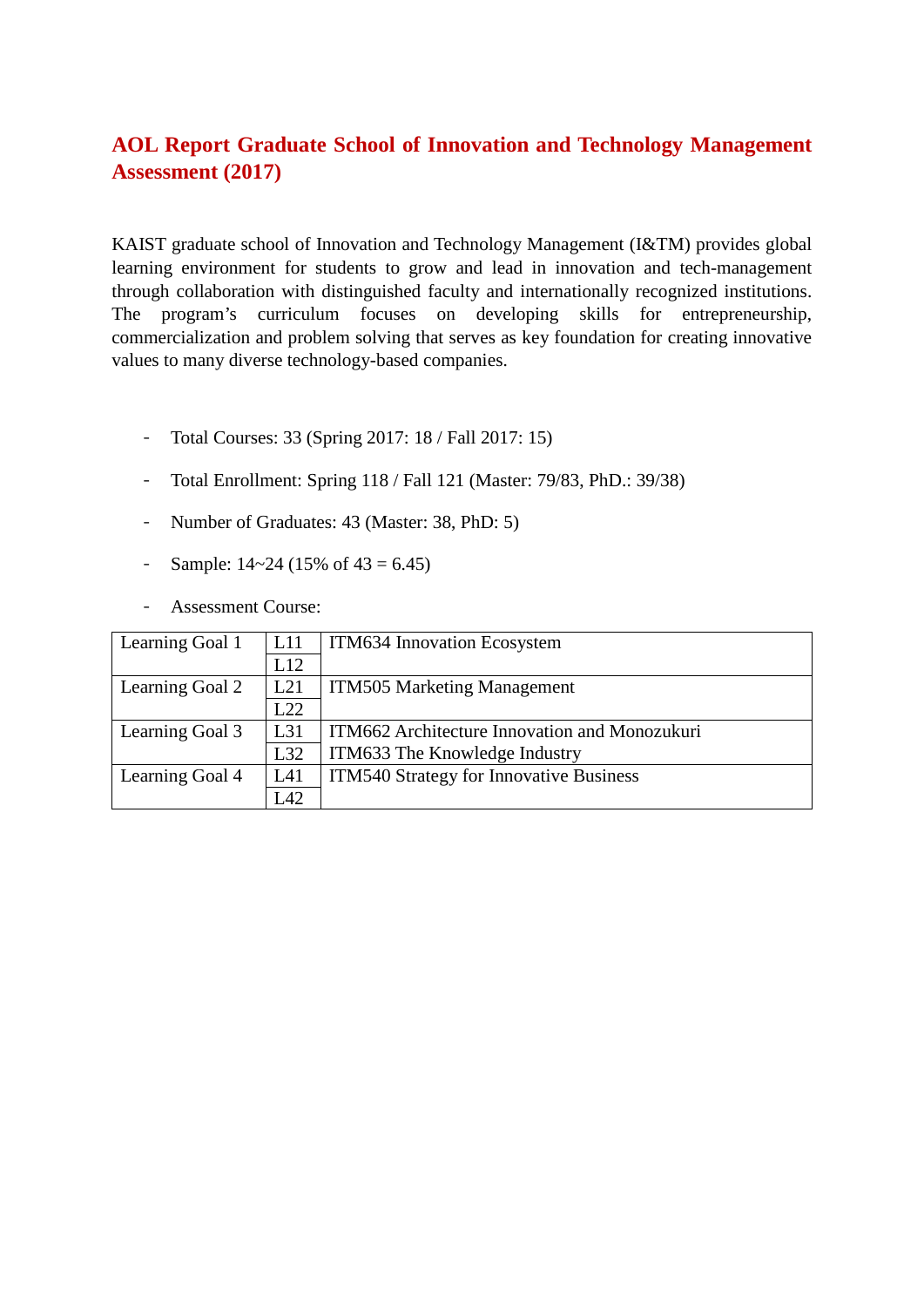# AOL Report Graduate School of Innovation and Technology Management Assessment (2017)

KAIST graduate school of Innovation and Technology Management (I&TM) provides global learning environment for students to grow and lead in innovation and tech-management through collaboration with distinguished faculty and internationally recognized institutions. The program's curriculum focuses on developing skills for entrepreneurship, commercialization and problem solving that serves as key foundation for creating innovative values to many diverse technology-based companies.

- Total Courses: 33 (Spring 2017: 18 / Fall 2017: 15)
- Total Enrollment: Spring 118 / Fall 121 (Master: 79/83, PhD.: 39/38)
- Number of Graduates: 43 (Master: 38, PhD: 5)
- Sample: 14~24 (15% of 43 = 6.45)
- Assessment Course:

| | | |
|---|---|---|
| Learning Goal 1 | L11 | ITM634 Innovation Ecosystem |
| | L12 | |
| Learning Goal 2 | L21 | ITM505 Marketing Management |
| | L22 | |
| Learning Goal 3 | L31 | ITM662 Architecture Innovation and Monozukuri |
| | L32 | ITM633 The Knowledge Industry |
| Learning Goal 4 | L41 | ITM540 Strategy for Innovative Business |
| | L42 | |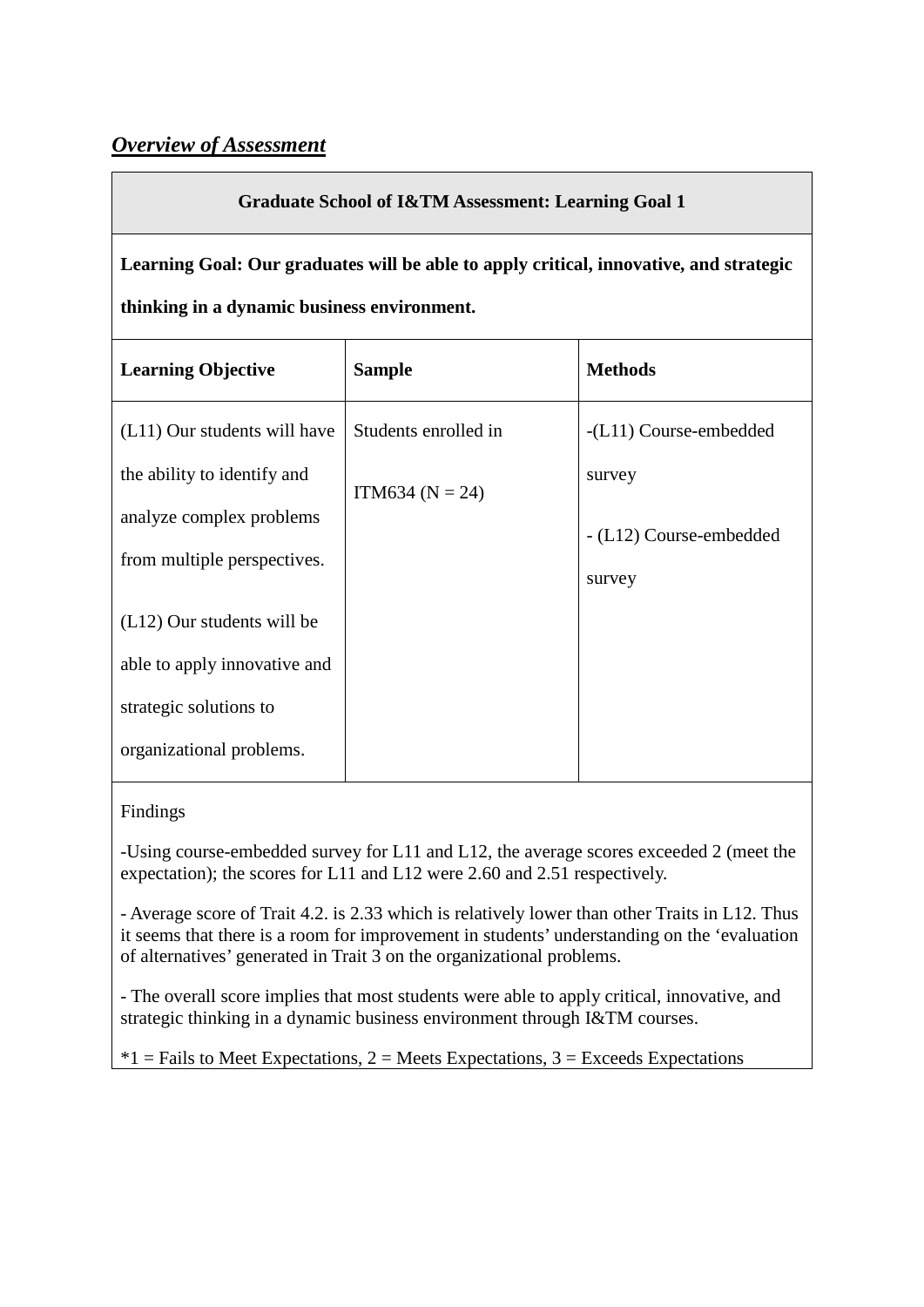## ***Overview of Assessment***

| **Graduate School of I&TM Assessment: Learning Goal 1** | | |
|---|---|---|
| **Learning Goal: Our graduates will be able to apply critical, innovative, and strategic thinking in a dynamic business environment.** | | |
| **Learning Objective** | **Sample** | **Methods** |
| (L11) Our students will have the ability to identify and analyze complex problems from multiple perspectives.<br><br>(L12) Our students will be able to apply innovative and strategic solutions to organizational problems. | Students enrolled in ITM634 (N = 24) | -(L11) Course-embedded survey<br><br>- (L12) Course-embedded survey |
| Findings<br><br>-Using course-embedded survey for L11 and L12, the average scores exceeded 2 (meet the expectation); the scores for L11 and L12 were 2.60 and 2.51 respectively.<br><br>- Average score of Trait 4.2. is 2.33 which is relatively lower than other Traits in L12. Thus it seems that there is a room for improvement in students' understanding on the 'evaluation of alternatives' generated in Trait 3 on the organizational problems.<br><br>- The overall score implies that most students were able to apply critical, innovative, and strategic thinking in a dynamic business environment through I&TM courses.<br><br>*1 = Fails to Meet Expectations, 2 = Meets Expectations, 3 = Exceeds Expectations | | |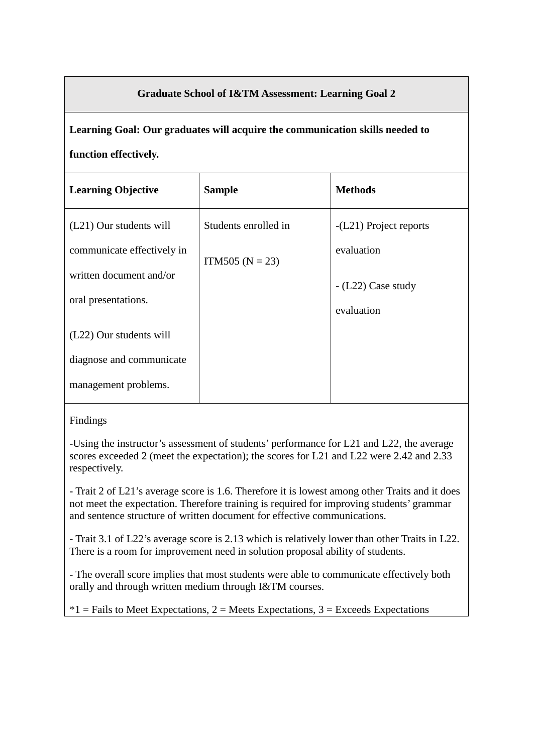**Graduate School of I&TM Assessment: Learning Goal 2**

**Learning Goal: Our graduates will acquire the communication skills needed to function effectively.**

| **Learning Objective** | **Sample** | **Methods** |
|---|---|---|
| (L21) Our students will communicate effectively in written document and/or oral presentations.<br><br>(L22) Our students will diagnose and communicate management problems. | Students enrolled in ITM505 (N = 23) | -(L21) Project reports evaluation<br><br>- (L22) Case study evaluation |

Findings

-Using the instructor's assessment of students' performance for L21 and L22, the average scores exceeded 2 (meet the expectation); the scores for L21 and L22 were 2.42 and 2.33 respectively.

- Trait 2 of L21's average score is 1.6. Therefore it is lowest among other Traits and it does not meet the expectation. Therefore training is required for improving students' grammar and sentence structure of written document for effective communications.

- Trait 3.1 of L22's average score is 2.13 which is relatively lower than other Traits in L22. There is a room for improvement need in solution proposal ability of students.

- The overall score implies that most students were able to communicate effectively both orally and through written medium through I&TM courses.

*1 = Fails to Meet Expectations, 2 = Meets Expectations, 3 = Exceeds Expectations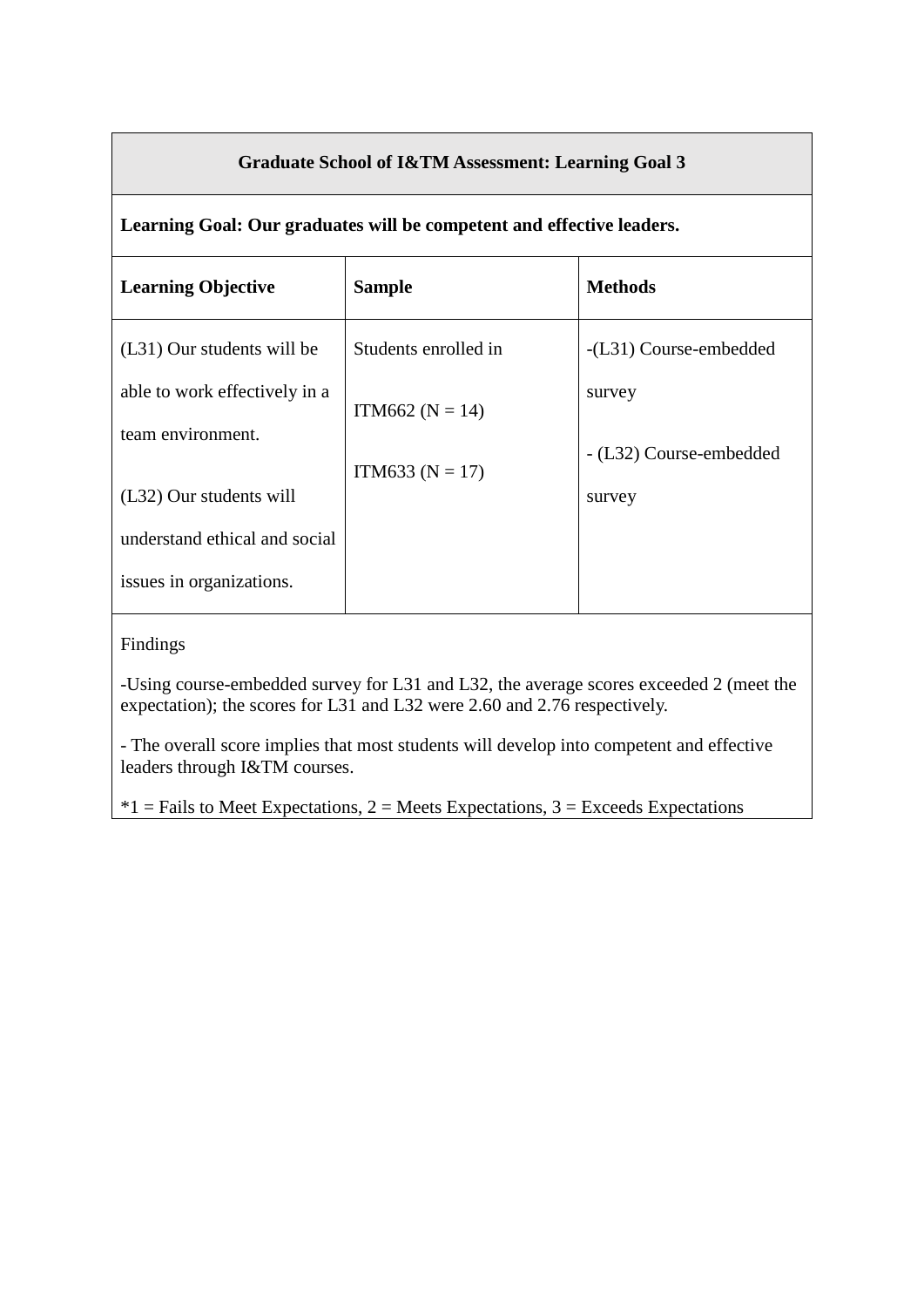| Graduate School of I&TM Assessment: Learning Goal 3 | | |
|---|---|---|
| **Learning Goal: Our graduates will be competent and effective leaders.** | | |
| **Learning Objective** | **Sample** | **Methods** |
| (L31) Our students will be able to work effectively in a team environment.<br><br>(L32) Our students will understand ethical and social issues in organizations. | Students enrolled in<br><br>ITM662 (N = 14)<br><br>ITM633 (N = 17) | -(L31) Course-embedded survey<br><br>- (L32) Course-embedded survey |
| Findings<br><br>-Using course-embedded survey for L31 and L32, the average scores exceeded 2 (meet the expectation); the scores for L31 and L32 were 2.60 and 2.76 respectively.<br><br>- The overall score implies that most students will develop into competent and effective leaders through I&TM courses.<br><br>*1 = Fails to Meet Expectations, 2 = Meets Expectations, 3 = Exceeds Expectations | | |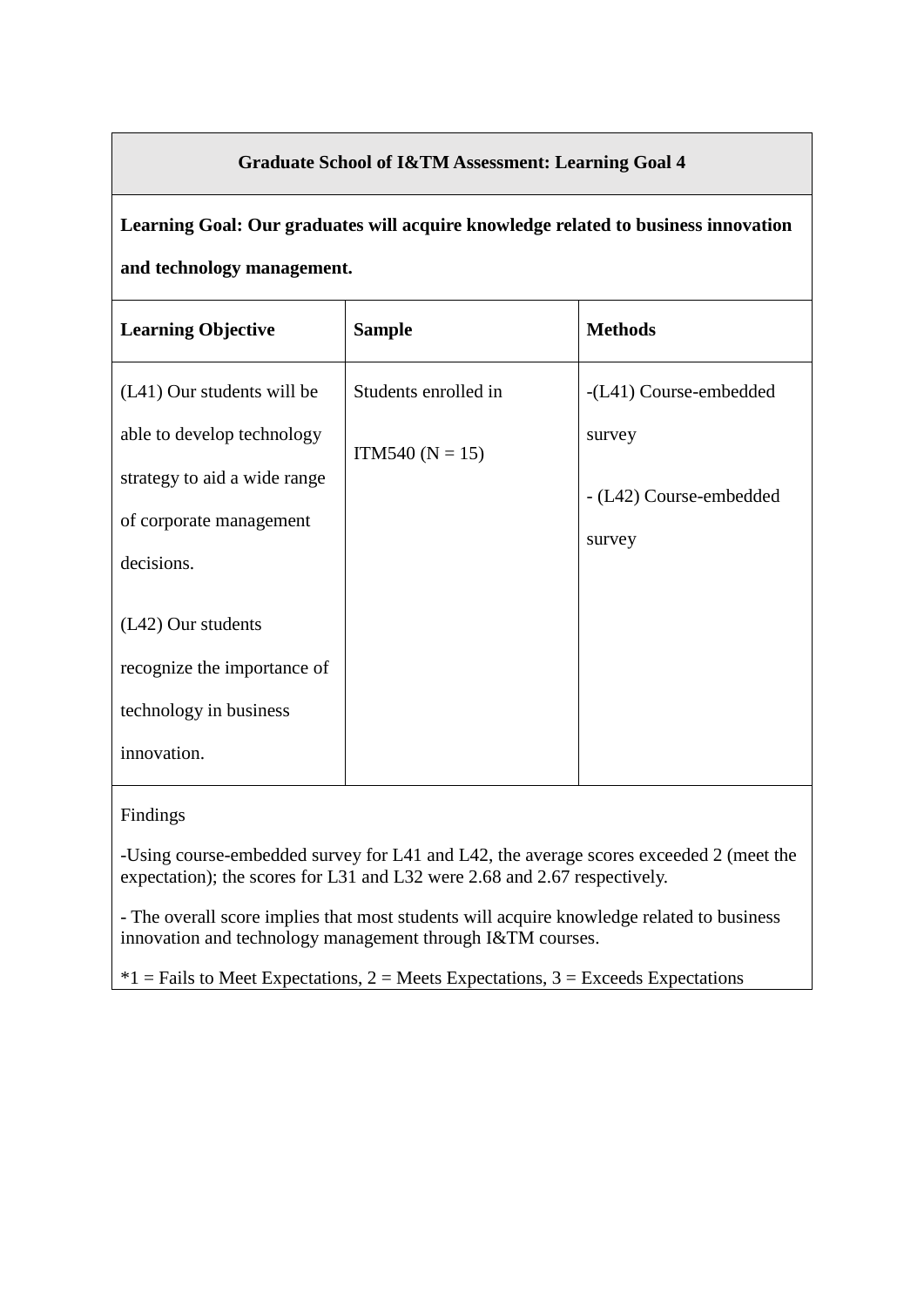| **Graduate School of I&TM Assessment: Learning Goal 4** | | |
|---|---|---|
| **Learning Goal: Our graduates will acquire knowledge related to business innovation and technology management.** | | |
| **Learning Objective** | **Sample** | **Methods** |
| (L41) Our students will be able to develop technology strategy to aid a wide range of corporate management decisions.<br><br>(L42) Our students recognize the importance of technology in business innovation. | Students enrolled in<br><br>ITM540 (N = 15) | -(L41) Course-embedded survey<br><br>- (L42) Course-embedded survey |
| Findings<br><br>-Using course-embedded survey for L41 and L42, the average scores exceeded 2 (meet the expectation); the scores for L31 and L32 were 2.68 and 2.67 respectively.<br><br>- The overall score implies that most students will acquire knowledge related to business innovation and technology management through I&TM courses.<br><br>*1 = Fails to Meet Expectations, 2 = Meets Expectations, 3 = Exceeds Expectations | | |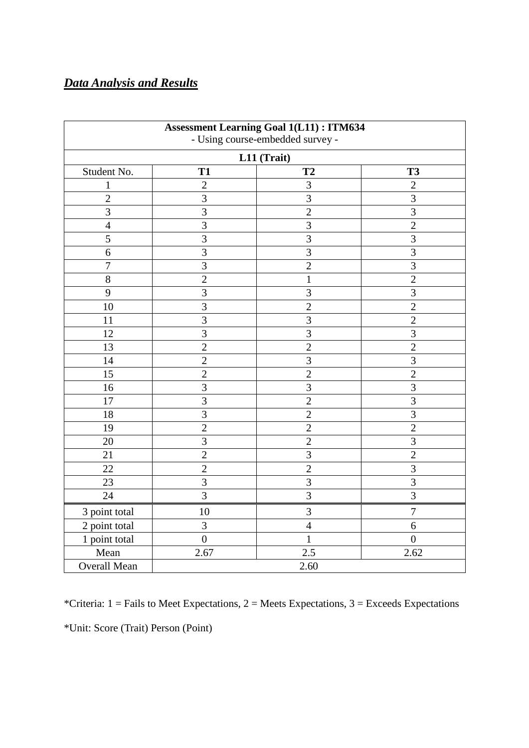***Data Analysis and Results***

| Assessment Learning Goal 1(L11) : ITM634<br>- Using course-embedded survey - | | | |
|---|---|---|---|
| **L11 (Trait)** | | | |
| Student No. | **T1** | **T2** | **T3** |
| 1 | 2 | 3 | 2 |
| 2 | 3 | 3 | 3 |
| 3 | 3 | 2 | 3 |
| 4 | 3 | 3 | 2 |
| 5 | 3 | 3 | 3 |
| 6 | 3 | 3 | 3 |
| 7 | 3 | 2 | 3 |
| 8 | 2 | 1 | 2 |
| 9 | 3 | 3 | 3 |
| 10 | 3 | 2 | 2 |
| 11 | 3 | 3 | 2 |
| 12 | 3 | 3 | 3 |
| 13 | 2 | 2 | 2 |
| 14 | 2 | 3 | 3 |
| 15 | 2 | 2 | 2 |
| 16 | 3 | 3 | 3 |
| 17 | 3 | 2 | 3 |
| 18 | 3 | 2 | 3 |
| 19 | 2 | 2 | 2 |
| 20 | 3 | 2 | 3 |
| 21 | 2 | 3 | 2 |
| 22 | 2 | 2 | 3 |
| 23 | 3 | 3 | 3 |
| 24 | 3 | 3 | 3 |
| 3 point total | 10 | 3 | 7 |
| 2 point total | 3 | 4 | 6 |
| 1 point total | 0 | 1 | 0 |
| Mean | 2.67 | 2.5 | 2.62 |
| Overall Mean | 2.60 | | |

*Criteria: 1 = Fails to Meet Expectations, 2 = Meets Expectations, 3 = Exceeds Expectations

*Unit: Score (Trait) Person (Point)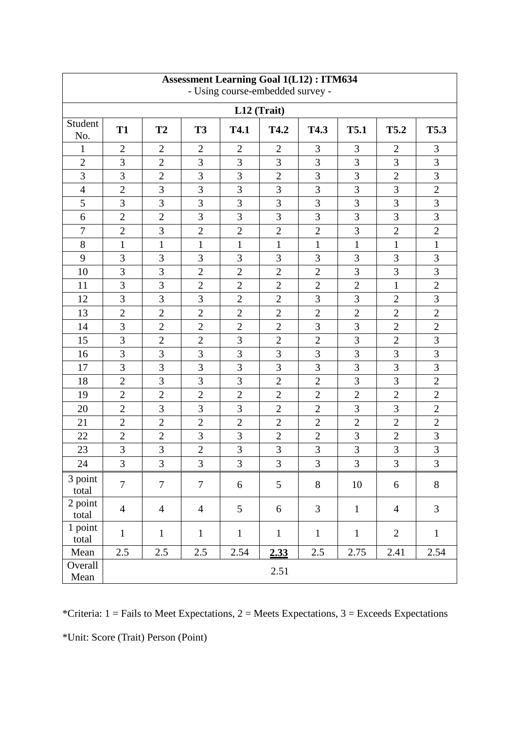| **Assessment Learning Goal 1(L12) : ITM634**<br>- Using course-embedded survey - | | | | | | | | | |
|---|---|---|---|---|---|---|---|---|---|
| **L12 (Trait)** | | | | | | | | | |
| Student No. | **T1** | **T2** | **T3** | **T4.1** | **T4.2** | **T4.3** | **T5.1** | **T5.2** | **T5.3** |
| 1 | 2 | 2 | 2 | 2 | 2 | 3 | 3 | 2 | 3 |
| 2 | 3 | 2 | 3 | 3 | 3 | 3 | 3 | 3 | 3 |
| 3 | 3 | 2 | 3 | 3 | 2 | 3 | 3 | 2 | 3 |
| 4 | 2 | 3 | 3 | 3 | 3 | 3 | 3 | 3 | 2 |
| 5 | 3 | 3 | 3 | 3 | 3 | 3 | 3 | 3 | 3 |
| 6 | 2 | 2 | 3 | 3 | 3 | 3 | 3 | 3 | 3 |
| 7 | 2 | 3 | 2 | 2 | 2 | 2 | 3 | 2 | 2 |
| 8 | 1 | 1 | 1 | 1 | 1 | 1 | 1 | 1 | 1 |
| 9 | 3 | 3 | 3 | 3 | 3 | 3 | 3 | 3 | 3 |
| 10 | 3 | 3 | 2 | 2 | 2 | 2 | 3 | 3 | 3 |
| 11 | 3 | 3 | 2 | 2 | 2 | 2 | 2 | 1 | 2 |
| 12 | 3 | 3 | 3 | 2 | 2 | 3 | 3 | 2 | 3 |
| 13 | 2 | 2 | 2 | 2 | 2 | 2 | 2 | 2 | 2 |
| 14 | 3 | 2 | 2 | 2 | 2 | 3 | 3 | 2 | 2 |
| 15 | 3 | 2 | 2 | 3 | 2 | 2 | 3 | 2 | 3 |
| 16 | 3 | 3 | 3 | 3 | 3 | 3 | 3 | 3 | 3 |
| 17 | 3 | 3 | 3 | 3 | 3 | 3 | 3 | 3 | 3 |
| 18 | 2 | 3 | 3 | 3 | 2 | 2 | 3 | 3 | 2 |
| 19 | 2 | 2 | 2 | 2 | 2 | 2 | 2 | 2 | 2 |
| 20 | 2 | 3 | 3 | 3 | 2 | 2 | 3 | 3 | 2 |
| 21 | 2 | 2 | 2 | 2 | 2 | 2 | 2 | 2 | 2 |
| 22 | 2 | 2 | 3 | 3 | 2 | 2 | 3 | 2 | 3 |
| 23 | 3 | 3 | 2 | 3 | 3 | 3 | 3 | 3 | 3 |
| 24 | 3 | 3 | 3 | 3 | 3 | 3 | 3 | 3 | 3 |
| 3 point total | 7 | 7 | 7 | 6 | 5 | 8 | 10 | 6 | 8 |
| 2 point total | 4 | 4 | 4 | 5 | 6 | 3 | 1 | 4 | 3 |
| 1 point total | 1 | 1 | 1 | 1 | 1 | 1 | 1 | 2 | 1 |
| Mean | 2.5 | 2.5 | 2.5 | 2.54 | **2.33** | 2.5 | 2.75 | 2.41 | 2.54 |
| Overall Mean | 2.51 | | | | | | | | |

*Criteria: 1 = Fails to Meet Expectations, 2 = Meets Expectations, 3 = Exceeds Expectations

*Unit: Score (Trait) Person (Point)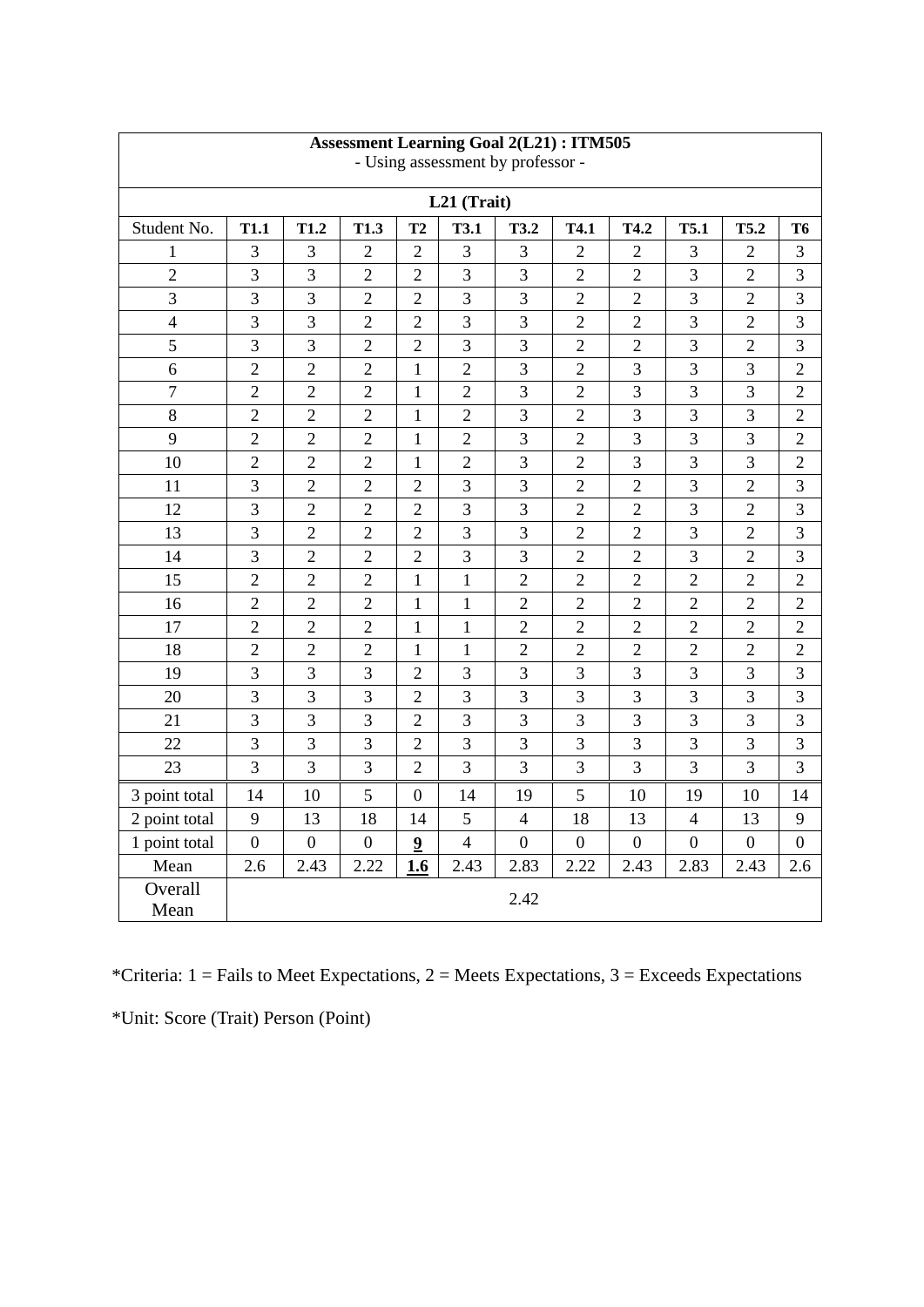| **Assessment Learning Goal 2(L21) : ITM505**<br>- Using assessment by professor - | | | | | | | | | | | |
|---|---|---|---|---|---|---|---|---|---|---|---|
| **L21 (Trait)** | | | | | | | | | | | |
| Student No. | **T1.1** | **T1.2** | **T1.3** | **T2** | **T3.1** | **T3.2** | **T4.1** | **T4.2** | **T5.1** | **T5.2** | **T6** |
| 1 | 3 | 3 | 2 | 2 | 3 | 3 | 2 | 2 | 3 | 2 | 3 |
| 2 | 3 | 3 | 2 | 2 | 3 | 3 | 2 | 2 | 3 | 2 | 3 |
| 3 | 3 | 3 | 2 | 2 | 3 | 3 | 2 | 2 | 3 | 2 | 3 |
| 4 | 3 | 3 | 2 | 2 | 3 | 3 | 2 | 2 | 3 | 2 | 3 |
| 5 | 3 | 3 | 2 | 2 | 3 | 3 | 2 | 2 | 3 | 2 | 3 |
| 6 | 2 | 2 | 2 | 1 | 2 | 3 | 2 | 3 | 3 | 3 | 2 |
| 7 | 2 | 2 | 2 | 1 | 2 | 3 | 2 | 3 | 3 | 3 | 2 |
| 8 | 2 | 2 | 2 | 1 | 2 | 3 | 2 | 3 | 3 | 3 | 2 |
| 9 | 2 | 2 | 2 | 1 | 2 | 3 | 2 | 3 | 3 | 3 | 2 |
| 10 | 2 | 2 | 2 | 1 | 2 | 3 | 2 | 3 | 3 | 3 | 2 |
| 11 | 3 | 2 | 2 | 2 | 3 | 3 | 2 | 2 | 3 | 2 | 3 |
| 12 | 3 | 2 | 2 | 2 | 3 | 3 | 2 | 2 | 3 | 2 | 3 |
| 13 | 3 | 2 | 2 | 2 | 3 | 3 | 2 | 2 | 3 | 2 | 3 |
| 14 | 3 | 2 | 2 | 2 | 3 | 3 | 2 | 2 | 3 | 2 | 3 |
| 15 | 2 | 2 | 2 | 1 | 1 | 2 | 2 | 2 | 2 | 2 | 2 |
| 16 | 2 | 2 | 2 | 1 | 1 | 2 | 2 | 2 | 2 | 2 | 2 |
| 17 | 2 | 2 | 2 | 1 | 1 | 2 | 2 | 2 | 2 | 2 | 2 |
| 18 | 2 | 2 | 2 | 1 | 1 | 2 | 2 | 2 | 2 | 2 | 2 |
| 19 | 3 | 3 | 3 | 2 | 3 | 3 | 3 | 3 | 3 | 3 | 3 |
| 20 | 3 | 3 | 3 | 2 | 3 | 3 | 3 | 3 | 3 | 3 | 3 |
| 21 | 3 | 3 | 3 | 2 | 3 | 3 | 3 | 3 | 3 | 3 | 3 |
| 22 | 3 | 3 | 3 | 2 | 3 | 3 | 3 | 3 | 3 | 3 | 3 |
| 23 | 3 | 3 | 3 | 2 | 3 | 3 | 3 | 3 | 3 | 3 | 3 |
| 3 point total | 14 | 10 | 5 | 0 | 14 | 19 | 5 | 10 | 19 | 10 | 14 |
| 2 point total | 9 | 13 | 18 | 14 | 5 | 4 | 18 | 13 | 4 | 13 | 9 |
| 1 point total | 0 | 0 | 0 | **9** | 4 | 0 | 0 | 0 | 0 | 0 | 0 |
| Mean | 2.6 | 2.43 | 2.22 | **1.6** | 2.43 | 2.83 | 2.22 | 2.43 | 2.83 | 2.43 | 2.6 |
| Overall Mean | 2.42 | | | | | | | | | | |

*Criteria: 1 = Fails to Meet Expectations, 2 = Meets Expectations, 3 = Exceeds Expectations

*Unit: Score (Trait) Person (Point)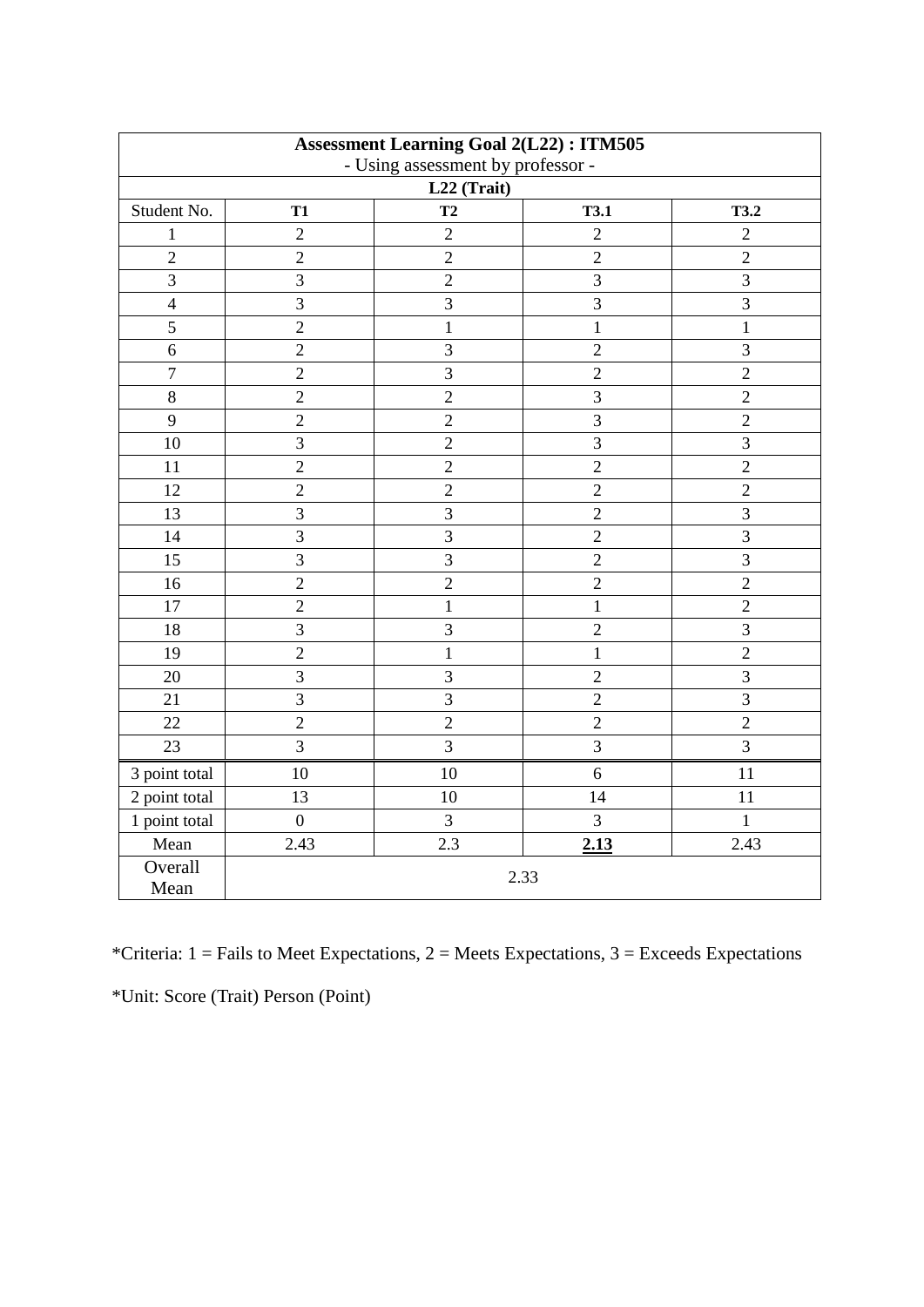| Assessment Learning Goal 2(L22) : ITM505<br>- Using assessment by professor - | | | | |
|---|---|---|---|---|
| L22 (Trait) | | | | |
| Student No. | **T1** | **T2** | **T3.1** | **T3.2** |
| 1 | 2 | 2 | 2 | 2 |
| 2 | 2 | 2 | 2 | 2 |
| 3 | 3 | 2 | 3 | 3 |
| 4 | 3 | 3 | 3 | 3 |
| 5 | 2 | 1 | 1 | 1 |
| 6 | 2 | 3 | 2 | 3 |
| 7 | 2 | 3 | 2 | 2 |
| 8 | 2 | 2 | 3 | 2 |
| 9 | 2 | 2 | 3 | 2 |
| 10 | 3 | 2 | 3 | 3 |
| 11 | 2 | 2 | 2 | 2 |
| 12 | 2 | 2 | 2 | 2 |
| 13 | 3 | 3 | 2 | 3 |
| 14 | 3 | 3 | 2 | 3 |
| 15 | 3 | 3 | 2 | 3 |
| 16 | 2 | 2 | 2 | 2 |
| 17 | 2 | 1 | 1 | 2 |
| 18 | 3 | 3 | 2 | 3 |
| 19 | 2 | 1 | 1 | 2 |
| 20 | 3 | 3 | 2 | 3 |
| 21 | 3 | 3 | 2 | 3 |
| 22 | 2 | 2 | 2 | 2 |
| 23 | 3 | 3 | 3 | 3 |
| 3 point total | 10 | 10 | 6 | 11 |
| 2 point total | 13 | 10 | 14 | 11 |
| 1 point total | 0 | 3 | 3 | 1 |
| Mean | 2.43 | 2.3 | **2.13** | 2.43 |
| Overall Mean | 2.33 | | | |

*Criteria: 1 = Fails to Meet Expectations, 2 = Meets Expectations, 3 = Exceeds Expectations

*Unit: Score (Trait) Person (Point)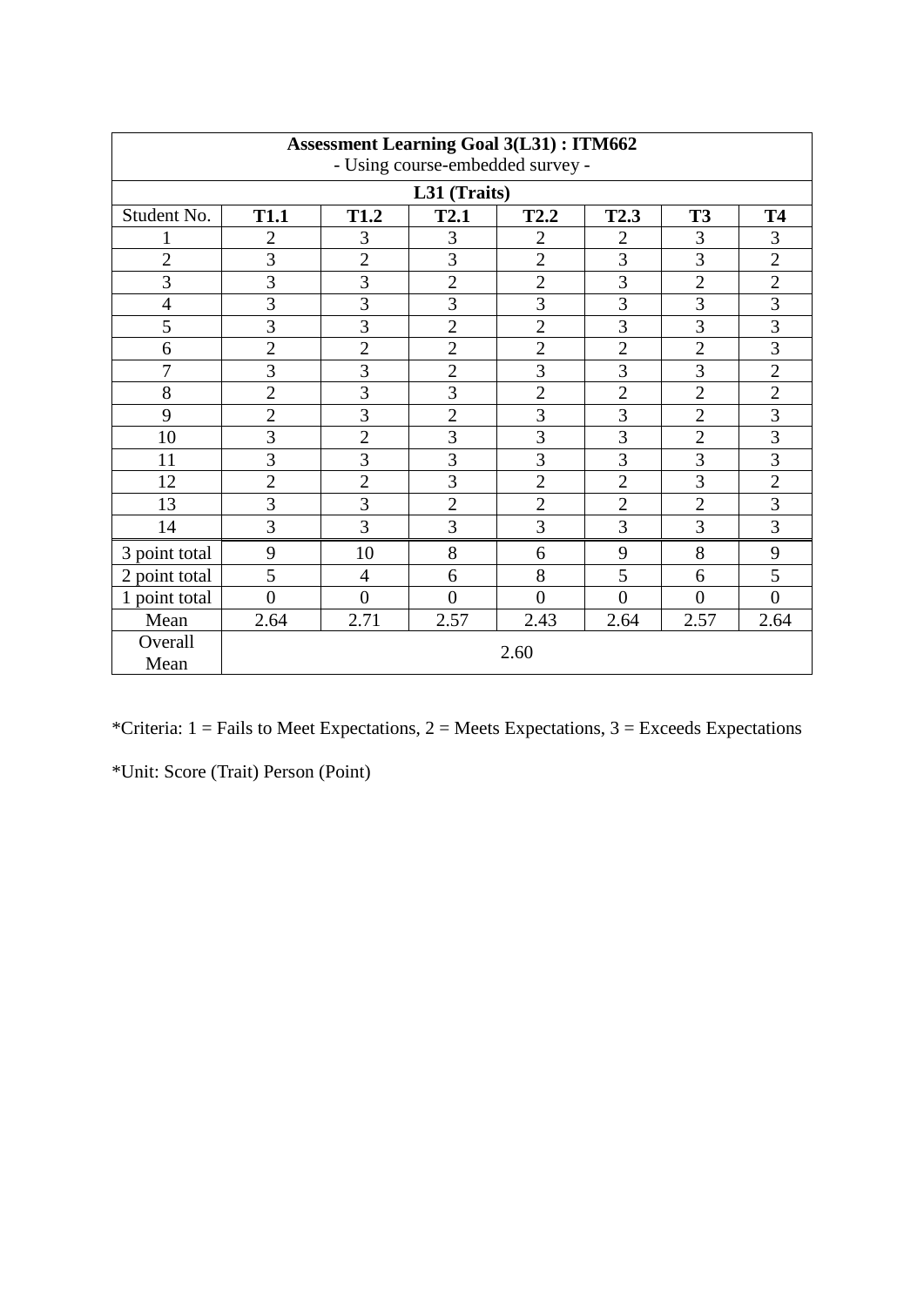| **Assessment Learning Goal 3(L31) : ITM662**<br>- Using course-embedded survey - | | | | | | | |
|---|---|---|---|---|---|---|---|
| **L31 (Traits)** | | | | | | | |
| Student No. | **T1.1** | **T1.2** | **T2.1** | **T2.2** | **T2.3** | **T3** | **T4** |
| 1 | 2 | 3 | 3 | 2 | 2 | 3 | 3 |
| 2 | 3 | 2 | 3 | 2 | 3 | 3 | 2 |
| 3 | 3 | 3 | 2 | 2 | 3 | 2 | 2 |
| 4 | 3 | 3 | 3 | 3 | 3 | 3 | 3 |
| 5 | 3 | 3 | 2 | 2 | 3 | 3 | 3 |
| 6 | 2 | 2 | 2 | 2 | 2 | 2 | 3 |
| 7 | 3 | 3 | 2 | 3 | 3 | 3 | 2 |
| 8 | 2 | 3 | 3 | 2 | 2 | 2 | 2 |
| 9 | 2 | 3 | 2 | 3 | 3 | 2 | 3 |
| 10 | 3 | 2 | 3 | 3 | 3 | 2 | 3 |
| 11 | 3 | 3 | 3 | 3 | 3 | 3 | 3 |
| 12 | 2 | 2 | 3 | 2 | 2 | 3 | 2 |
| 13 | 3 | 3 | 2 | 2 | 2 | 2 | 3 |
| 14 | 3 | 3 | 3 | 3 | 3 | 3 | 3 |
| 3 point total | 9 | 10 | 8 | 6 | 9 | 8 | 9 |
| 2 point total | 5 | 4 | 6 | 8 | 5 | 6 | 5 |
| 1 point total | 0 | 0 | 0 | 0 | 0 | 0 | 0 |
| Mean | 2.64 | 2.71 | 2.57 | 2.43 | 2.64 | 2.57 | 2.64 |
| Overall Mean | 2.60 | | | | | | |

*Criteria: 1 = Fails to Meet Expectations, 2 = Meets Expectations, 3 = Exceeds Expectations

*Unit: Score (Trait) Person (Point)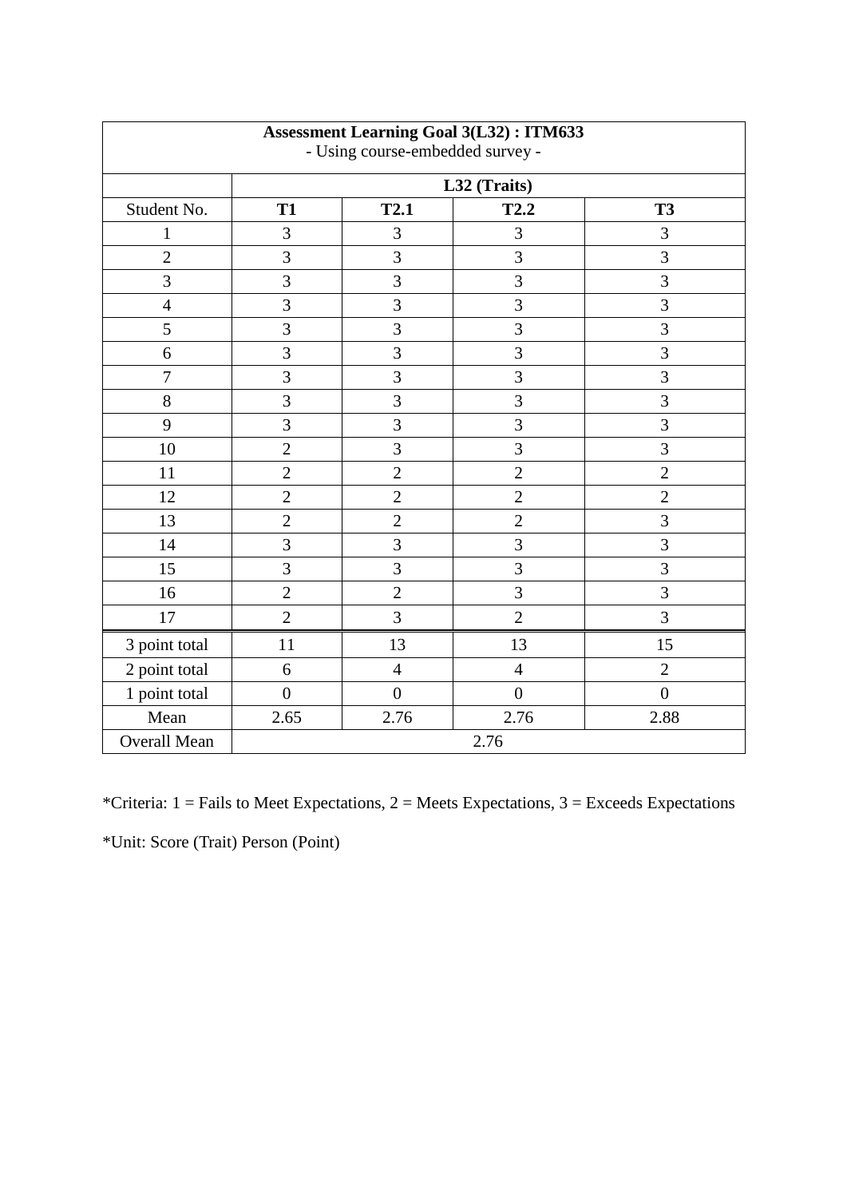| **Assessment Learning Goal 3(L32) : ITM633**<br>- Using course-embedded survey - | | | | |
|---|---|---|---|---|
| | **L32 (Traits)** | | | |
| Student No. | **T1** | **T2.1** | **T2.2** | **T3** |
| 1 | 3 | 3 | 3 | 3 |
| 2 | 3 | 3 | 3 | 3 |
| 3 | 3 | 3 | 3 | 3 |
| 4 | 3 | 3 | 3 | 3 |
| 5 | 3 | 3 | 3 | 3 |
| 6 | 3 | 3 | 3 | 3 |
| 7 | 3 | 3 | 3 | 3 |
| 8 | 3 | 3 | 3 | 3 |
| 9 | 3 | 3 | 3 | 3 |
| 10 | 2 | 3 | 3 | 3 |
| 11 | 2 | 2 | 2 | 2 |
| 12 | 2 | 2 | 2 | 2 |
| 13 | 2 | 2 | 2 | 3 |
| 14 | 3 | 3 | 3 | 3 |
| 15 | 3 | 3 | 3 | 3 |
| 16 | 2 | 2 | 3 | 3 |
| 17 | 2 | 3 | 2 | 3 |
| 3 point total | 11 | 13 | 13 | 15 |
| 2 point total | 6 | 4 | 4 | 2 |
| 1 point total | 0 | 0 | 0 | 0 |
| Mean | 2.65 | 2.76 | 2.76 | 2.88 |
| Overall Mean | 2.76 | | | |

*Criteria: 1 = Fails to Meet Expectations, 2 = Meets Expectations, 3 = Exceeds Expectations

*Unit: Score (Trait) Person (Point)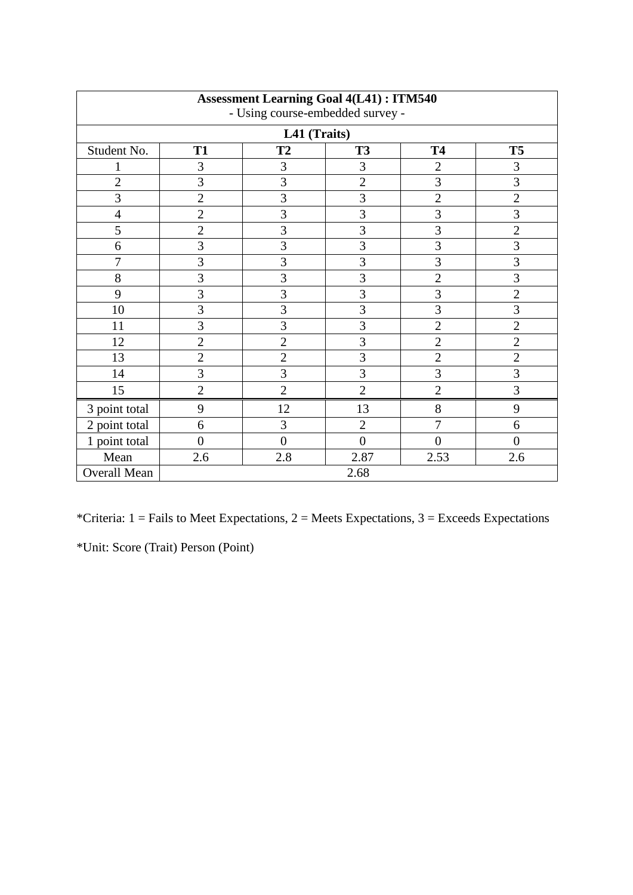| **Assessment Learning Goal 4(L41) : ITM540**<br>- Using course-embedded survey - | | | | | |
|---|---|---|---|---|---|
| **L41 (Traits)** | | | | | |
| Student No. | **T1** | **T2** | **T3** | **T4** | **T5** |
| 1 | 3 | 3 | 3 | 2 | 3 |
| 2 | 3 | 3 | 2 | 3 | 3 |
| 3 | 2 | 3 | 3 | 2 | 2 |
| 4 | 2 | 3 | 3 | 3 | 3 |
| 5 | 2 | 3 | 3 | 3 | 2 |
| 6 | 3 | 3 | 3 | 3 | 3 |
| 7 | 3 | 3 | 3 | 3 | 3 |
| 8 | 3 | 3 | 3 | 2 | 3 |
| 9 | 3 | 3 | 3 | 3 | 2 |
| 10 | 3 | 3 | 3 | 3 | 3 |
| 11 | 3 | 3 | 3 | 2 | 2 |
| 12 | 2 | 2 | 3 | 2 | 2 |
| 13 | 2 | 2 | 3 | 2 | 2 |
| 14 | 3 | 3 | 3 | 3 | 3 |
| 15 | 2 | 2 | 2 | 2 | 3 |
| 3 point total | 9 | 12 | 13 | 8 | 9 |
| 2 point total | 6 | 3 | 2 | 7 | 6 |
| 1 point total | 0 | 0 | 0 | 0 | 0 |
| Mean | 2.6 | 2.8 | 2.87 | 2.53 | 2.6 |
| Overall Mean | 2.68 | | | | |

*Criteria: 1 = Fails to Meet Expectations, 2 = Meets Expectations, 3 = Exceeds Expectations

*Unit: Score (Trait) Person (Point)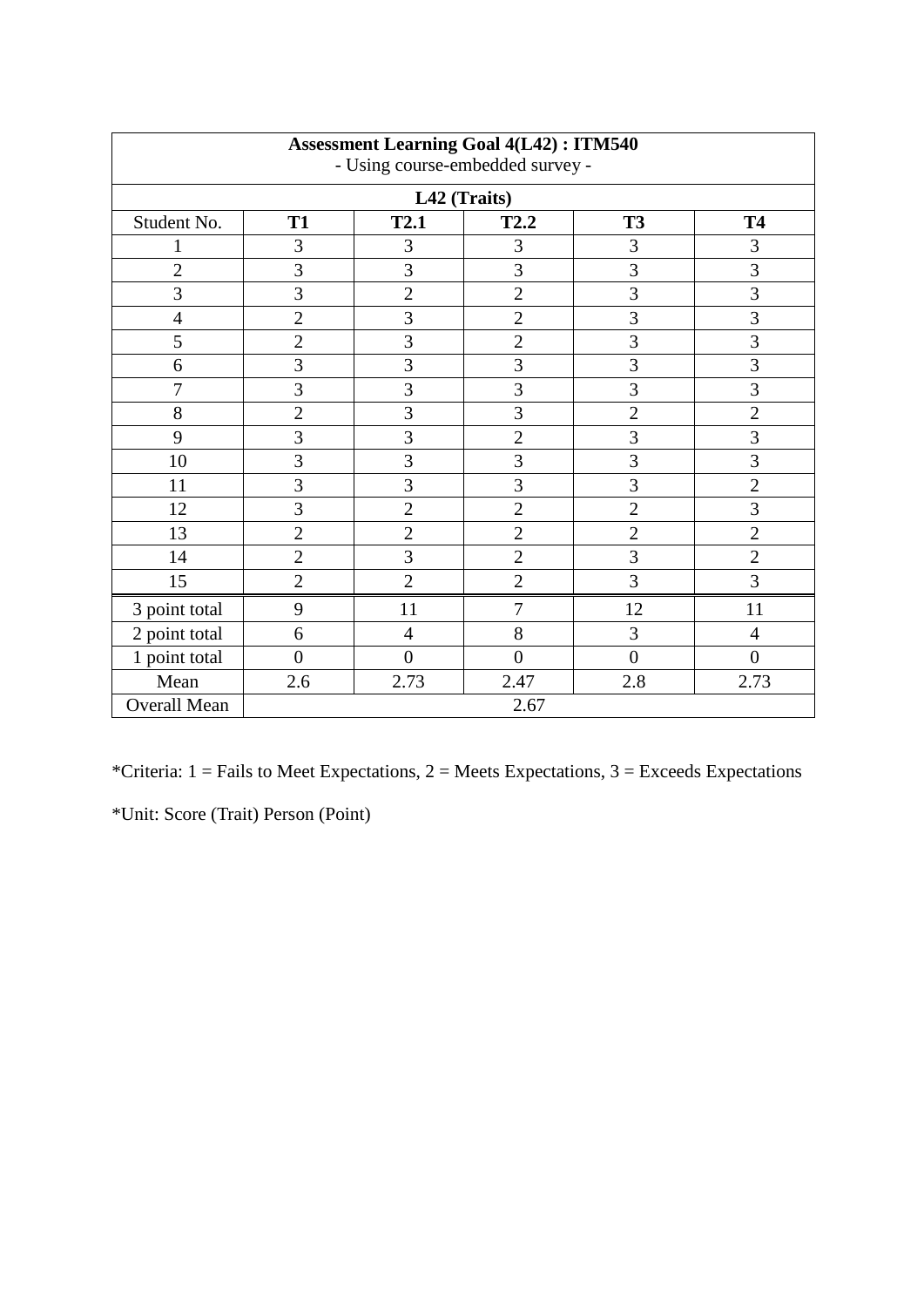| **Assessment Learning Goal 4(L42) : ITM540**<br>- Using course-embedded survey - | | | | | |
|---|---|---|---|---|---|
| **L42 (Traits)** | | | | | |
| Student No. | **T1** | **T2.1** | **T2.2** | **T3** | **T4** |
| 1 | 3 | 3 | 3 | 3 | 3 |
| 2 | 3 | 3 | 3 | 3 | 3 |
| 3 | 3 | 2 | 2 | 3 | 3 |
| 4 | 2 | 3 | 2 | 3 | 3 |
| 5 | 2 | 3 | 2 | 3 | 3 |
| 6 | 3 | 3 | 3 | 3 | 3 |
| 7 | 3 | 3 | 3 | 3 | 3 |
| 8 | 2 | 3 | 3 | 2 | 2 |
| 9 | 3 | 3 | 2 | 3 | 3 |
| 10 | 3 | 3 | 3 | 3 | 3 |
| 11 | 3 | 3 | 3 | 3 | 2 |
| 12 | 3 | 2 | 2 | 2 | 3 |
| 13 | 2 | 2 | 2 | 2 | 2 |
| 14 | 2 | 3 | 2 | 3 | 2 |
| 15 | 2 | 2 | 2 | 3 | 3 |
| 3 point total | 9 | 11 | 7 | 12 | 11 |
| 2 point total | 6 | 4 | 8 | 3 | 4 |
| 1 point total | 0 | 0 | 0 | 0 | 0 |
| Mean | 2.6 | 2.73 | 2.47 | 2.8 | 2.73 |
| Overall Mean | 2.67 | | | | |

*Criteria: 1 = Fails to Meet Expectations, 2 = Meets Expectations, 3 = Exceeds Expectations

*Unit: Score (Trait) Person (Point)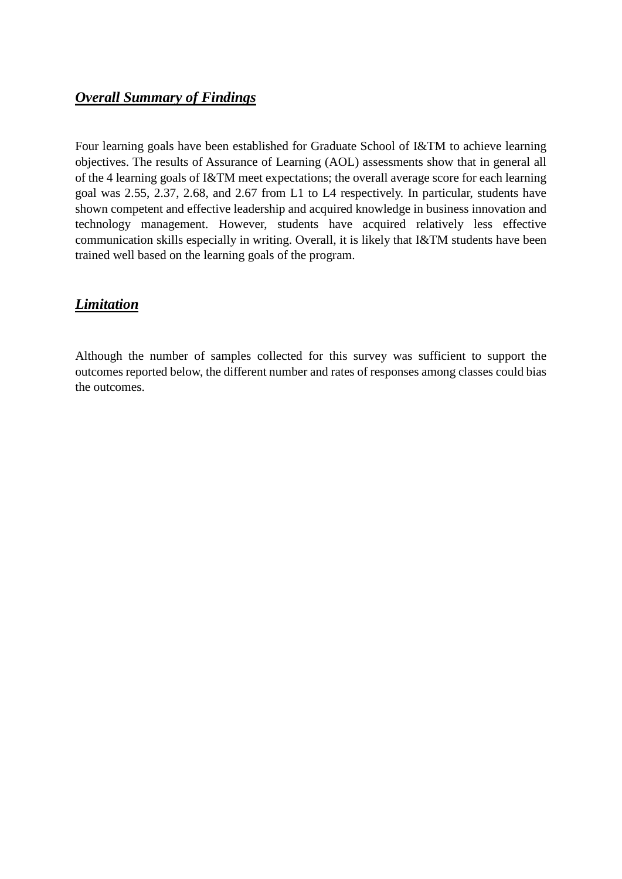## ***Overall Summary of Findings***

Four learning goals have been established for Graduate School of I&TM to achieve learning objectives. The results of Assurance of Learning (AOL) assessments show that in general all of the 4 learning goals of I&TM meet expectations; the overall average score for each learning goal was 2.55, 2.37, 2.68, and 2.67 from L1 to L4 respectively. In particular, students have shown competent and effective leadership and acquired knowledge in business innovation and technology management. However, students have acquired relatively less effective communication skills especially in writing. Overall, it is likely that I&TM students have been trained well based on the learning goals of the program.

## ***Limitation***

Although the number of samples collected for this survey was sufficient to support the outcomes reported below, the different number and rates of responses among classes could bias the outcomes.